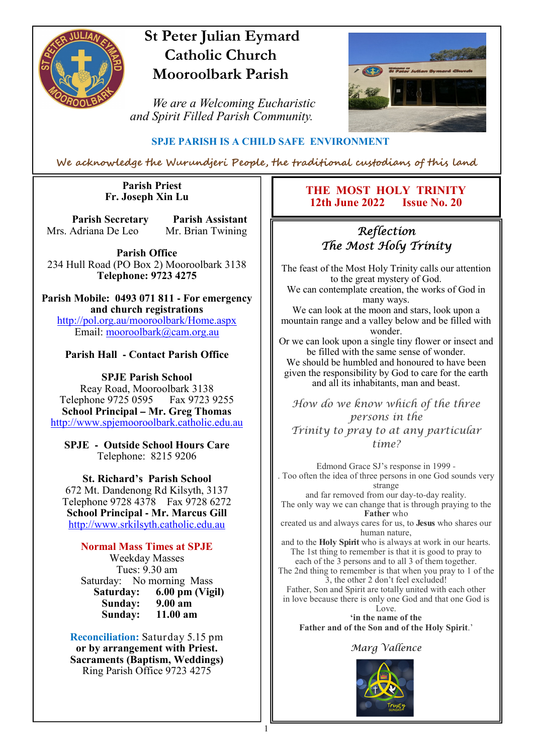# St Peter Julian Eymard Catholic Church Mooroolbark Parish

*We are a Welcoming Eucharistic and Spirit Filled Parish Community.*

**SPJE PARISH IS A CHILD SAFE ENVIRONMENT**

*We acknowledge the Wurundjeri People, the traditional custodians of this land*

**Parish Priest**
**Fr. Joseph Xin Lu**

**Parish Secretary**
Mrs. Adriana De Leo

**Parish Assistant**
Mr. Brian Twining

**Parish Office**
234 Hull Road (PO Box 2) Mooroolbark 3138
**Telephone: 9723 4275**

**Parish Mobile: 0493 071 811 - For emergency and church registrations**
http://pol.org.au/mooroolbark/Home.aspx
Email: mooroolbark@cam.org.au

**Parish Hall - Contact Parish Office**

**SPJE Parish School**
Reay Road, Mooroolbark 3138
Telephone 9725 0595 Fax 9723 9255
**School Principal – Mr. Greg Thomas**
http://www.spjemooroolbark.catholic.edu.au

**SPJE - Outside School Hours Care**
Telephone: 8215 9206

**St. Richard's Parish School**
672 Mt. Dandenong Rd Kilsyth, 3137
Telephone 9728 4378 Fax 9728 6272
**School Principal - Mr. Marcus Gill**
http://www.srkilsyth.catholic.edu.au

**Normal Mass Times at SPJE**

Weekday Masses
Tues: 9.30 am
Saturday: No morning Mass
**Saturday: 6.00 pm (Vigil)**
**Sunday: 9.00 am**
**Sunday: 11.00 am**

**Reconciliation:** Saturday 5.15 pm
**or by arrangement with Priest.**
**Sacraments (Baptism, Weddings)**
Ring Parish Office 9723 4275

## THE MOST HOLY TRINITY
**12th June 2022 Issue No. 20**

## *Reflection*
## *The Most Holy Trinity*

The feast of the Most Holy Trinity calls our attention to the great mystery of God.
We can contemplate creation, the works of God in many ways.
We can look at the moon and stars, look upon a mountain range and a valley below and be filled with wonder.
Or we can look upon a single tiny flower or insect and be filled with the same sense of wonder.
We should be humbled and honoured to have been given the responsibility by God to care for the earth and all its inhabitants, man and beast.

*How do we know which of the three persons in the Trinity to pray to at any particular time?*

Edmond Grace SJ's response in 1999 -
. Too often the idea of three persons in one God sounds very strange and far removed from our day-to-day reality.
The only way we can change that is through praying to the **Father** who created us and always cares for us, to **Jesus** who shares our human nature, and to the **Holy Spirit** who is always at work in our hearts.
The 1st thing to remember is that it is good to pray to each of the 3 persons and to all 3 of them together.
The 2nd thing to remember is that when you pray to 1 of the 3, the other 2 don't feel excluded!
Father, Son and Spirit are totally united with each other in love because there is only one God and that one God is Love.
**'in the name of the Father and of the Son and of the Holy Spirit.'**

*Marg Vallence*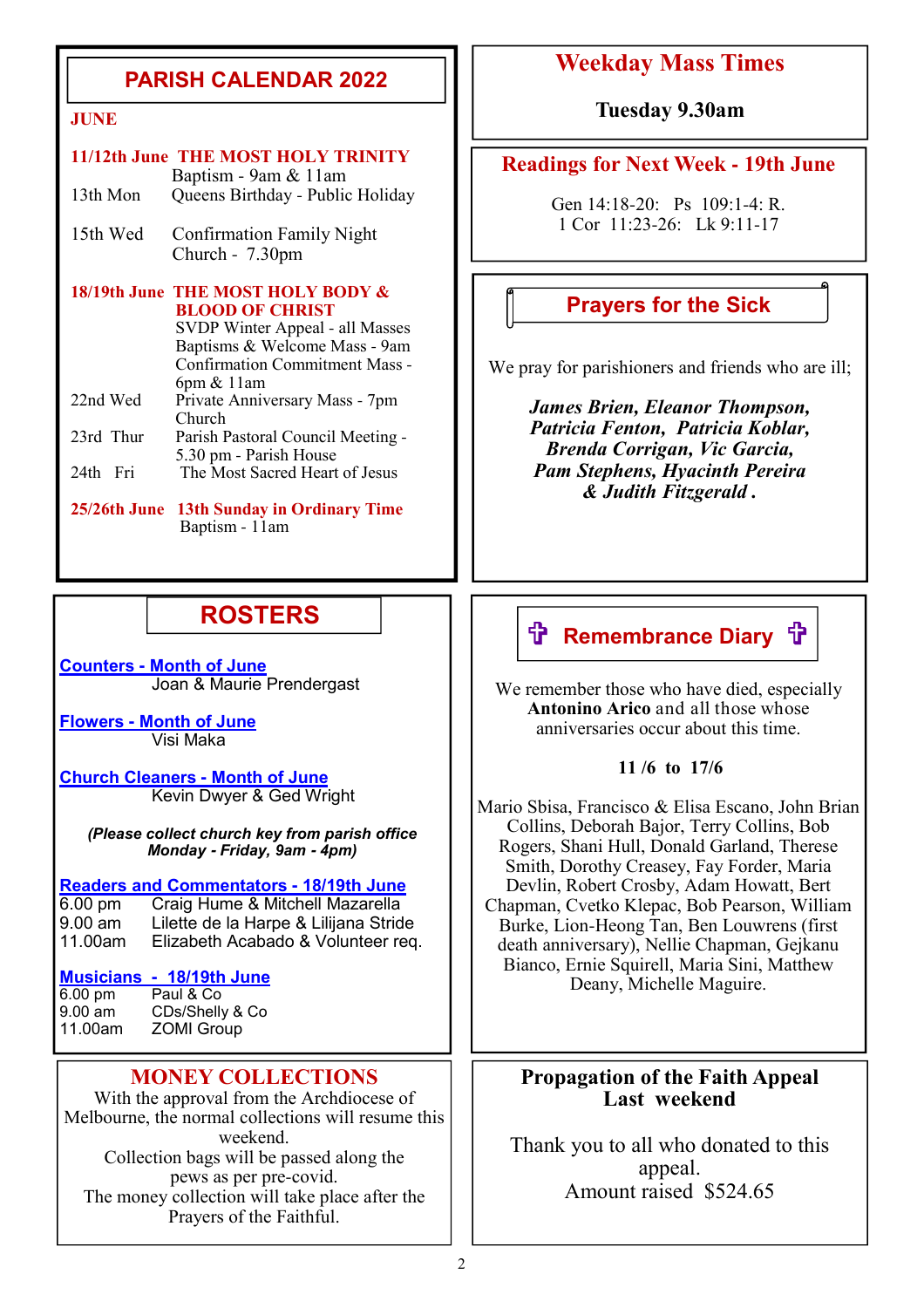## PARISH CALENDAR 2022

**JUNE**

**11/12th June THE MOST HOLY TRINITY**
Baptism - 9am & 11am

13th Mon — Queens Birthday - Public Holiday

15th Wed — Confirmation Family Night Church - 7.30pm

**18/19th June THE MOST HOLY BODY & BLOOD OF CHRIST**
SVDP Winter Appeal - all Masses
Baptisms & Welcome Mass - 9am
Confirmation Commitment Mass - 6pm & 11am

22nd Wed — Private Anniversary Mass - 7pm Church

23rd Thur — Parish Pastoral Council Meeting - 5.30 pm - Parish House

24th Fri — The Most Sacred Heart of Jesus

**25/26th June 13th Sunday in Ordinary Time**
Baptism - 11am

## Weekday Mass Times

**Tuesday 9.30am**

## Readings for Next Week - 19th June

Gen 14:18-20: Ps 109:1-4: R.
1 Cor 11:23-26: Lk 9:11-17

## Prayers for the Sick

We pray for parishioners and friends who are ill;

***James Brien, Eleanor Thompson, Patricia Fenton, Patricia Koblar, Brenda Corrigan, Vic Garcia, Pam Stephens, Hyacinth Pereira & Judith Fitzgerald .***

## ROSTERS

**Counters - Month of June**
Joan & Maurie Prendergast

**Flowers - Month of June**
Visi Maka

**Church Cleaners - Month of June**
Kevin Dwyer & Ged Wright

***(Please collect church key from parish office Monday - Friday, 9am - 4pm)***

**Readers and Commentators - 18/19th June**
6.00 pm — Craig Hume & Mitchell Mazarella
9.00 am — Lilette de la Harpe & Lilijana Stride
11.00am — Elizabeth Acabado & Volunteer req.

**Musicians - 18/19th June**
6.00 pm — Paul & Co
9.00 am — CDs/Shelly & Co
11.00am — ZOMI Group

## ✞ Remembrance Diary ✞

We remember those who have died, especially **Antonino Arico** and all those whose anniversaries occur about this time.

**11 /6 to 17/6**

Mario Sbisa, Francisco & Elisa Escano, John Brian Collins, Deborah Bajor, Terry Collins, Bob Rogers, Shani Hull, Donald Garland, Therese Smith, Dorothy Creasey, Fay Forder, Maria Devlin, Robert Crosby, Adam Howatt, Bert Chapman, Cvetko Klepac, Bob Pearson, William Burke, Lion-Heong Tan, Ben Louwrens (first death anniversary), Nellie Chapman, Gejkanu Bianco, Ernie Squirell, Maria Sini, Matthew Deany, Michelle Maguire.

## MONEY COLLECTIONS

With the approval from the Archdiocese of Melbourne, the normal collections will resume this weekend.
Collection bags will be passed along the pews as per pre-covid.
The money collection will take place after the Prayers of the Faithful.

## Propagation of the Faith Appeal Last weekend

Thank you to all who donated to this appeal.
Amount raised $524.65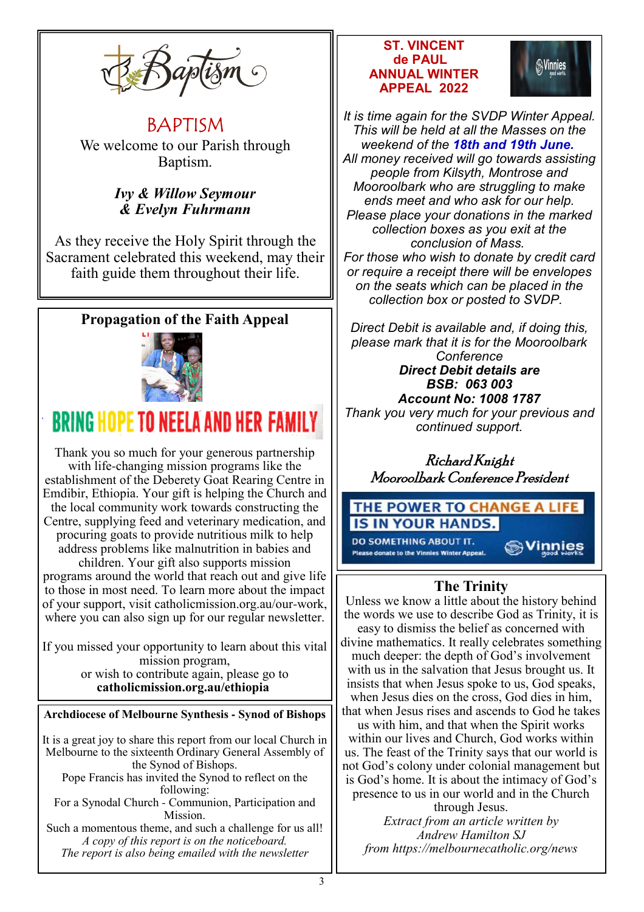# BAPTISM

We welcome to our Parish through Baptism.

***Ivy & Willow Seymour & Evelyn Fuhrmann***

As they receive the Holy Spirit through the Sacrament celebrated this weekend, may their faith guide them throughout their life.

## Propagation of the Faith Appeal

**BRING HOPE TO NEELA AND HER FAMILY**

Thank you so much for your generous partnership with life-changing mission programs like the establishment of the Deberety Goat Rearing Centre in Emdibir, Ethiopia. Your gift is helping the Church and the local community work towards constructing the Centre, supplying feed and veterinary medication, and procuring goats to provide nutritious milk to help address problems like malnutrition in babies and children. Your gift also supports mission programs around the world that reach out and give life to those in most need. To learn more about the impact of your support, visit catholicmission.org.au/our-work, where you can also sign up for our regular newsletter.

If you missed your opportunity to learn about this vital mission program, or wish to contribute again, please go to **catholicmission.org.au/ethiopia**

## Archdiocese of Melbourne Synthesis - Synod of Bishops

It is a great joy to share this report from our local Church in Melbourne to the sixteenth Ordinary General Assembly of the Synod of Bishops.

Pope Francis has invited the Synod to reflect on the following:

For a Synodal Church - Communion, Participation and Mission.

Such a momentous theme, and such a challenge for us all!

*A copy of this report is on the noticeboard.*

*The report is also being emailed with the newsletter*

## ST. VINCENT de PAUL ANNUAL WINTER APPEAL 2022

*It is time again for the SVDP Winter Appeal. This will be held at all the Masses on the weekend of the* ***18th and 19th June.***

*All money received will go towards assisting people from Kilsyth, Montrose and Mooroolbark who are struggling to make ends meet and who ask for our help.*

*Please place your donations in the marked collection boxes as you exit at the conclusion of Mass.*

*For those who wish to donate by credit card or require a receipt there will be envelopes on the seats which can be placed in the collection box or posted to SVDP.*

*Direct Debit is available and, if doing this, please mark that it is for the Mooroolbark Conference*

***Direct Debit details are***

***BSB: 063 003***

***Account No: 1008 1787***

*Thank you very much for your previous and continued support.*

*Richard Knight*

*Mooroolbark Conference President*

THE POWER TO CHANGE A LIFE IS IN YOUR HANDS.

DO SOMETHING ABOUT IT.

Please donate to the Vinnies Winter Appeal.

## The Trinity

Unless we know a little about the history behind the words we use to describe God as Trinity, it is easy to dismiss the belief as concerned with divine mathematics. It really celebrates something much deeper: the depth of God's involvement with us in the salvation that Jesus brought us. It insists that when Jesus spoke to us, God speaks, when Jesus dies on the cross, God dies in him, that when Jesus rises and ascends to God he takes us with him, and that when the Spirit works within our lives and Church, God works within us. The feast of the Trinity says that our world is not God's colony under colonial management but is God's home. It is about the intimacy of God's presence to us in our world and in the Church through Jesus.

*Extract from an article written by Andrew Hamilton SJ from https://melbournecatholic.org/news*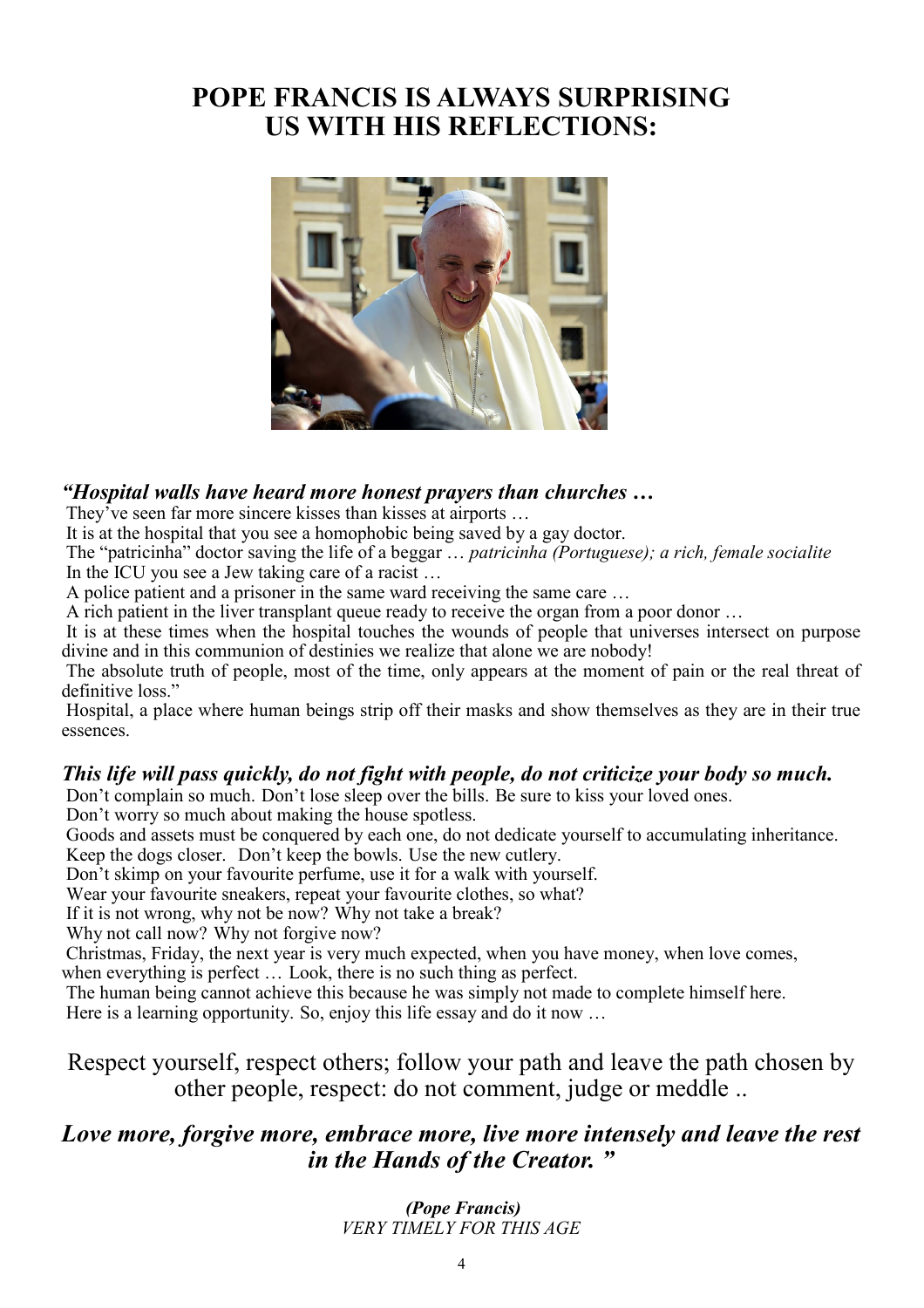# POPE FRANCIS IS ALWAYS SURPRISING US WITH HIS REFLECTIONS:

***"Hospital walls have heard more honest prayers than churches …***

They've seen far more sincere kisses than kisses at airports …

It is at the hospital that you see a homophobic being saved by a gay doctor.

The "patricinha" doctor saving the life of a beggar … *patricinha (Portuguese); a rich, female socialite*

In the ICU you see a Jew taking care of a racist …

A police patient and a prisoner in the same ward receiving the same care …

A rich patient in the liver transplant queue ready to receive the organ from a poor donor …

It is at these times when the hospital touches the wounds of people that universes intersect on purpose divine and in this communion of destinies we realize that alone we are nobody!

The absolute truth of people, most of the time, only appears at the moment of pain or the real threat of definitive loss."

Hospital, a place where human beings strip off their masks and show themselves as they are in their true essences.

***This life will pass quickly, do not fight with people, do not criticize your body so much.***

Don't complain so much. Don't lose sleep over the bills. Be sure to kiss your loved ones.

Don't worry so much about making the house spotless.

Goods and assets must be conquered by each one, do not dedicate yourself to accumulating inheritance.

Keep the dogs closer. Don't keep the bowls. Use the new cutlery.

Don't skimp on your favourite perfume, use it for a walk with yourself.

Wear your favourite sneakers, repeat your favourite clothes, so what?

If it is not wrong, why not be now? Why not take a break?

Why not call now? Why not forgive now?

Christmas, Friday, the next year is very much expected, when you have money, when love comes, when everything is perfect … Look, there is no such thing as perfect.

The human being cannot achieve this because he was simply not made to complete himself here.

Here is a learning opportunity. So, enjoy this life essay and do it now …

Respect yourself, respect others; follow your path and leave the path chosen by other people, respect: do not comment, judge or meddle ..

***Love more, forgive more, embrace more, live more intensely and leave the rest in the Hands of the Creator. "***

***(Pope Francis)***

*VERY TIMELY FOR THIS AGE*